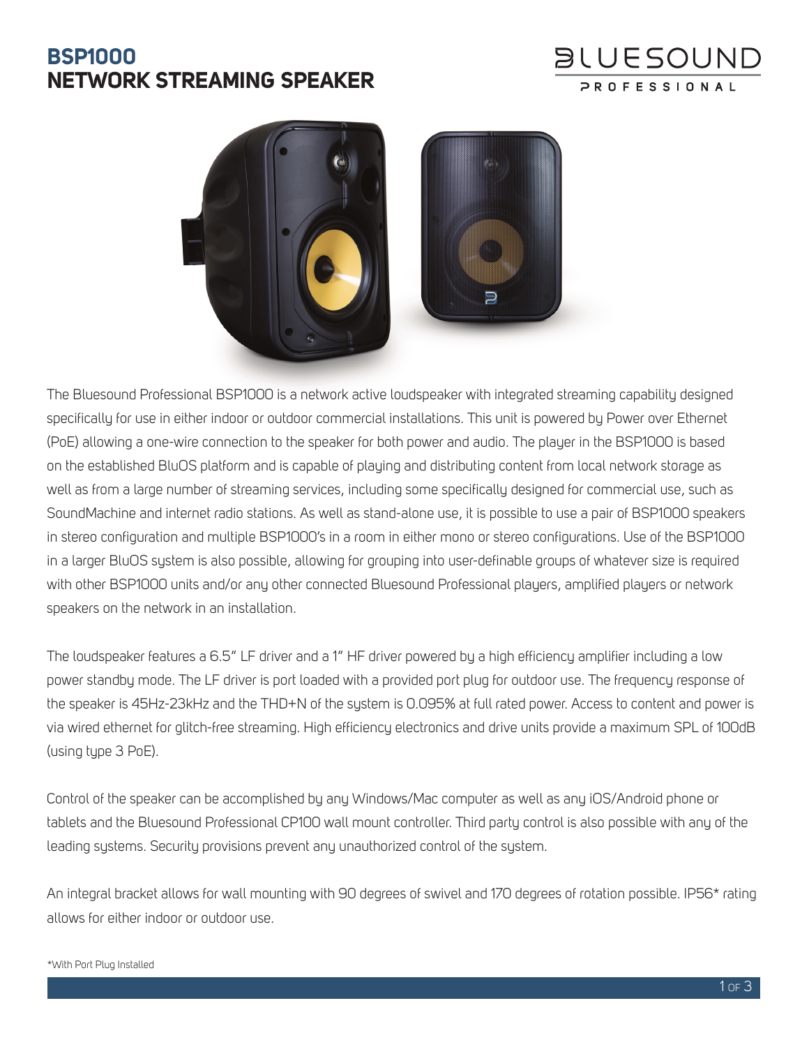# BSP1000
# NETWORK STREAMING SPEAKER

BLUESOUND PROFESSIONAL

The Bluesound Professional BSP1000 is a network active loudspeaker with integrated streaming capability designed specifically for use in either indoor or outdoor commercial installations. This unit is powered by Power over Ethernet (PoE) allowing a one-wire connection to the speaker for both power and audio. The player in the BSP1000 is based on the established BluOS platform and is capable of playing and distributing content from local network storage as well as from a large number of streaming services, including some specifically designed for commercial use, such as SoundMachine and internet radio stations. As well as stand-alone use, it is possible to use a pair of BSP1000 speakers in stereo configuration and multiple BSP1000's in a room in either mono or stereo configurations. Use of the BSP1000 in a larger BluOS system is also possible, allowing for grouping into user-definable groups of whatever size is required with other BSP1000 units and/or any other connected Bluesound Professional players, amplified players or network speakers on the network in an installation.

The loudspeaker features a 6.5" LF driver and a 1" HF driver powered by a high efficiency amplifier including a low power standby mode. The LF driver is port loaded with a provided port plug for outdoor use. The frequency response of the speaker is 45Hz-23kHz and the THD+N of the system is 0.095% at full rated power. Access to content and power is via wired ethernet for glitch-free streaming. High efficiency electronics and drive units provide a maximum SPL of 100dB (using type 3 PoE).

Control of the speaker can be accomplished by any Windows/Mac computer as well as any iOS/Android phone or tablets and the Bluesound Professional CP100 wall mount controller. Third party control is also possible with any of the leading systems. Security provisions prevent any unauthorized control of the system.

An integral bracket allows for wall mounting with 90 degrees of swivel and 170 degrees of rotation possible. IP56* rating allows for either indoor or outdoor use.

*With Port Plug Installed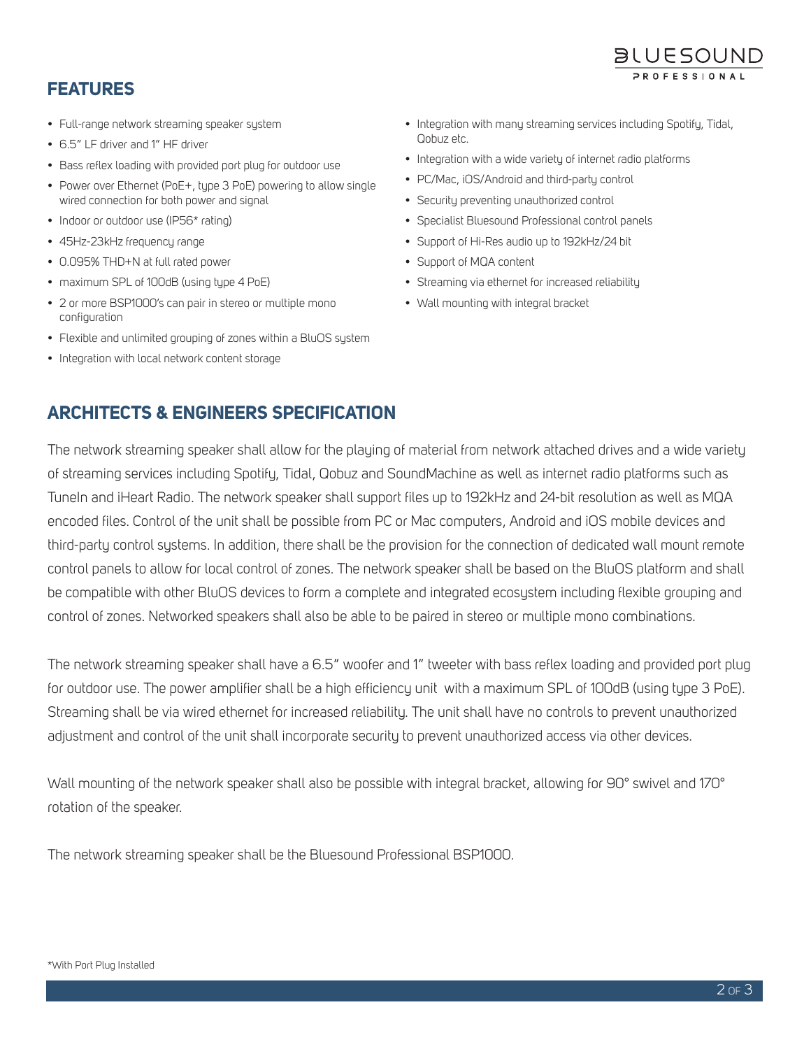## FEATURES

- Full-range network streaming speaker system
- 6.5" LF driver and 1" HF driver
- Bass reflex loading with provided port plug for outdoor use
- Power over Ethernet (PoE+, type 3 PoE) powering to allow single wired connection for both power and signal
- Indoor or outdoor use (IP56* rating)
- 45Hz-23kHz frequency range
- 0.095% THD+N at full rated power
- maximum SPL of 100dB (using type 4 PoE)
- 2 or more BSP1000's can pair in stereo or multiple mono configuration
- Flexible and unlimited grouping of zones within a BluOS system
- Integration with local network content storage
- Integration with many streaming services including Spotify, Tidal, Qobuz etc.
- Integration with a wide variety of internet radio platforms
- PC/Mac, iOS/Android and third-party control
- Security preventing unauthorized control
- Specialist Bluesound Professional control panels
- Support of Hi-Res audio up to 192kHz/24 bit
- Support of MQA content
- Streaming via ethernet for increased reliability
- Wall mounting with integral bracket

## ARCHITECTS & ENGINEERS SPECIFICATION

The network streaming speaker shall allow for the playing of material from network attached drives and a wide variety of streaming services including Spotify, Tidal, Qobuz and SoundMachine as well as internet radio platforms such as TuneIn and iHeart Radio. The network speaker shall support files up to 192kHz and 24-bit resolution as well as MQA encoded files. Control of the unit shall be possible from PC or Mac computers, Android and iOS mobile devices and third-party control systems. In addition, there shall be the provision for the connection of dedicated wall mount remote control panels to allow for local control of zones. The network speaker shall be based on the BluOS platform and shall be compatible with other BluOS devices to form a complete and integrated ecosystem including flexible grouping and control of zones. Networked speakers shall also be able to be paired in stereo or multiple mono combinations.

The network streaming speaker shall have a 6.5" woofer and 1" tweeter with bass reflex loading and provided port plug for outdoor use. The power amplifier shall be a high efficiency unit with a maximum SPL of 100dB (using type 3 PoE). Streaming shall be via wired ethernet for increased reliability. The unit shall have no controls to prevent unauthorized adjustment and control of the unit shall incorporate security to prevent unauthorized access via other devices.

Wall mounting of the network speaker shall also be possible with integral bracket, allowing for 90° swivel and 170° rotation of the speaker.

The network streaming speaker shall be the Bluesound Professional BSP1000.

*With Port Plug Installed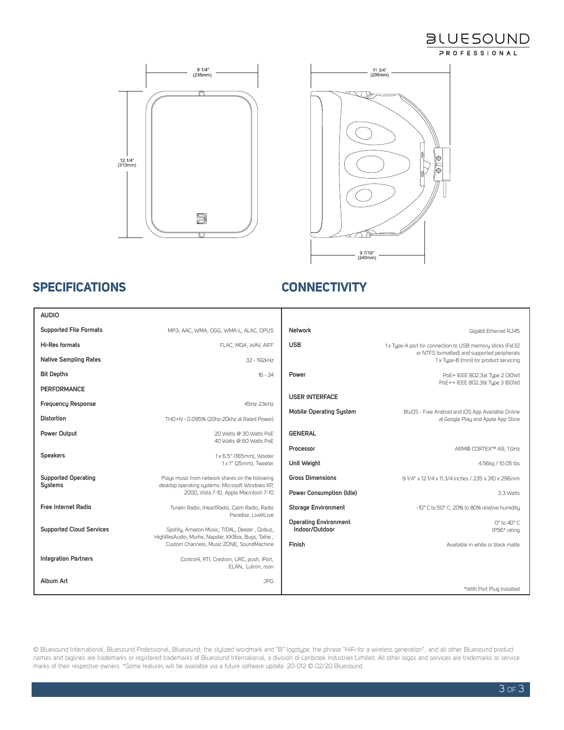BLUESOUND PROFESSIONAL

9 1/4" (235mm)

12 1/4" (310mm)

11 3/4" (296mm)

9 7/16" (240mm)

## SPECIFICATIONS

| | |
|---|---|
| **AUDIO** | |
| **Supported File Formats** | MP3, AAC, WMA, OGG, WMA-L, ALAC, OPUS |
| **Hi-Res formats** | FLAC, MQA, WAV, AIFF |
| **Native Sampling Rates** | 32 - 192kHz |
| **Bit Depths** | 16 - 24 |
| **PERFORMANCE** | |
| **Frequency Response** | 45Hz-23kHz |
| **Distortion** | THD+N - 0.095% (20hz-20khz at Rated Power) |
| **Power Output** | 20 Watts @ 30 Watts PoE<br>40 Watts @ 60 Watts PoE |
| **Speakers** | 1 x 6.5" (165mm), Woofer<br>1 x 1" (25mm), Tweeter |
| **Supported Operating Systems** | Plays music from network shares on the following desktop operating systems: Microsoft Windows XP, 2000, Vista 7-10, Apple Macintosh 7-10 |
| **Free Internet Radio** | TuneIn Radio, iHeartRadio, Calm Radio, Radio Paradise, LiveXLive |
| **Supported Cloud Services** | Spotify, Amazon Music, TIDAL, Deezer , Qobuz, HighResAudio, Murfie, Napster, KKBox, Bugs, Taihe , Custom Channels, Music ZONE, SoundMachine |
| **Integration Partners** | Control4, RTI, Crestron, URC, push, iPort, ELAN, Lutron, roon |
| **Album Art** | JPG |

## CONNECTIVITY

| | |
|---|---|
| **Network** | Gigabit Ethernet RJ45 |
| **USB** | 1 x Type-A port for connection to USB memory sticks (Fat32 or NTFS formatted) and supported peripherals<br>1 x Type-B (mini) for product servicing |
| **Power** | PoE+ IEEE 802.3at Type 2 (30W)<br>PoE++ IEEE 802.3bt Type 3 (60W) |
| **USER INTERFACE** | |
| **Mobile Operating System** | BluOS - Free Android and iOS App Available Online at Google Play and Apple App Store |
| **GENERAL** | |
| **Processor** | ARM® CORTEX™ A9, 1 GHz |
| **Unit Weight** | 4.56kg / 10.05 lbs |
| **Gross Dimensions** | 9 1/4" x 12 1/4 x 11.3/4 inches / 235 x 310 x 296mm |
| **Power Consumption (Idle)** | 3.3 Watts |
| **Storage Environment** | -10° C to 50° C, 20% to 80% relative humidity |
| **Operating Environment Indoor/Outdoor** | 0° to 40° C<br>IP56* rating |
| **Finish** | Available in white or black matte |

*With Port Plug Installed

© Bluesound International, Bluesound Professional, Bluesound, the stylized wordmark and "B" logotype, the phrase "HiFi for a wireless generation", and all other Bluesound product names and taglines are trademarks or registered trademarks of Bluesound International, a division of Lenbrook Industries Limited. All other logos and services are trademarks or service marks of their respective owners. *Some features will be available via a future software update. 20-012 © 02/20 Bluesound.